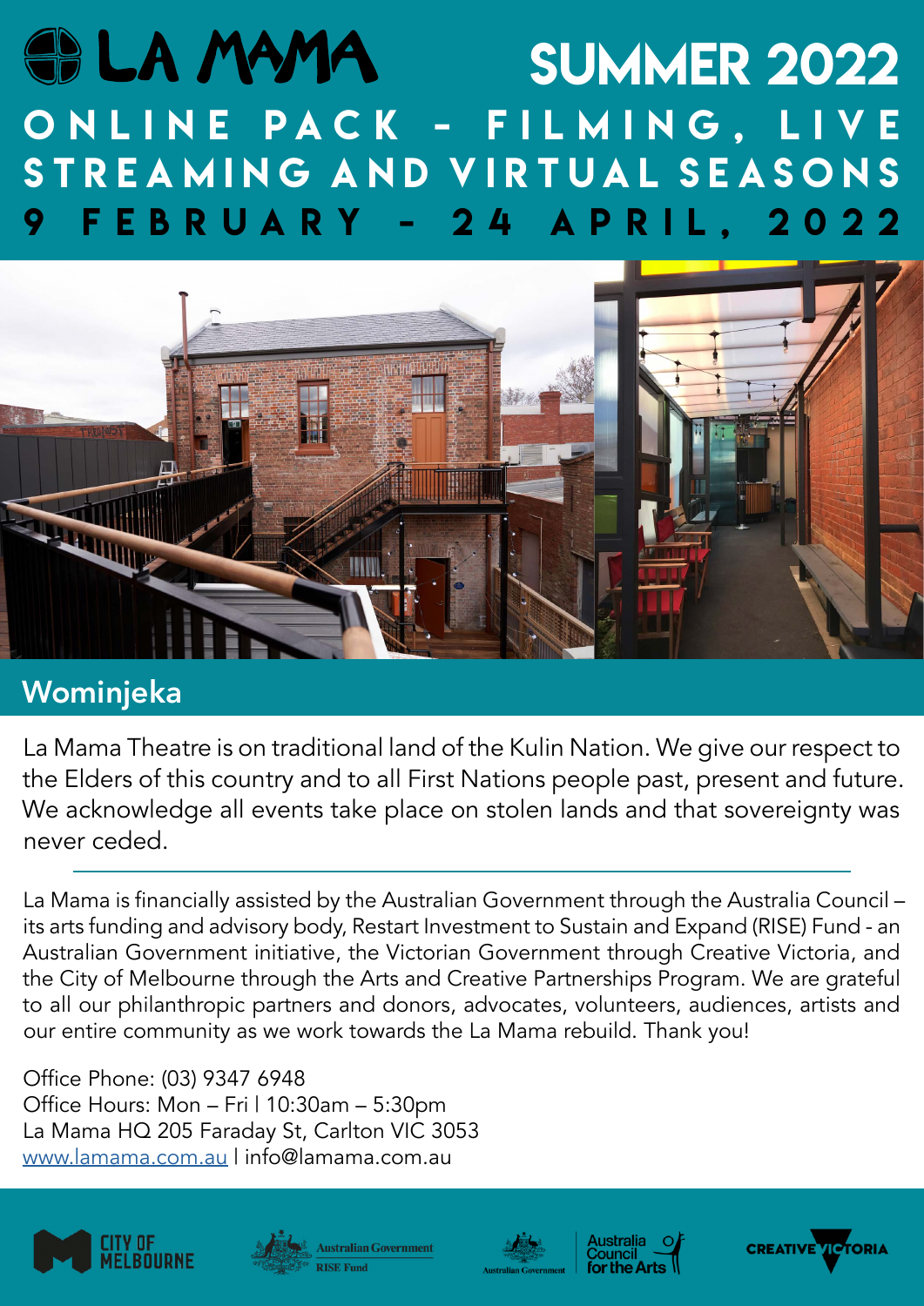# LA MAMA SUMMER 2022

## ONLINE PACK - FILMING, LIVE STREAMING AND VIRTUAL SEASONS

## 9 FEBRUARY - 24 APRIL, 2022

## Wominjeka

La Mama Theatre is on traditional land of the Kulin Nation. We give our respect to the Elders of this country and to all First Nations people past, present and future. We acknowledge all events take place on stolen lands and that sovereignty was never ceded.

---

La Mama is financially assisted by the Australian Government through the Australia Council – its arts funding and advisory body, Restart Investment to Sustain and Expand (RISE) Fund - an Australian Government initiative, the Victorian Government through Creative Victoria, and the City of Melbourne through the Arts and Creative Partnerships Program. We are grateful to all our philanthropic partners and donors, advocates, volunteers, audiences, artists and our entire community as we work towards the La Mama rebuild. Thank you!

Office Phone: (03) 9347 6948
Office Hours: Mon – Fri | 10:30am – 5:30pm
La Mama HQ 205 Faraday St, Carlton VIC 3053
www.lamama.com.au | info@lamama.com.au

CITY OF MELBOURNE | Australian Government RISE Fund | Australian Government Australia Council for the Arts | CREATIVE VICTORIA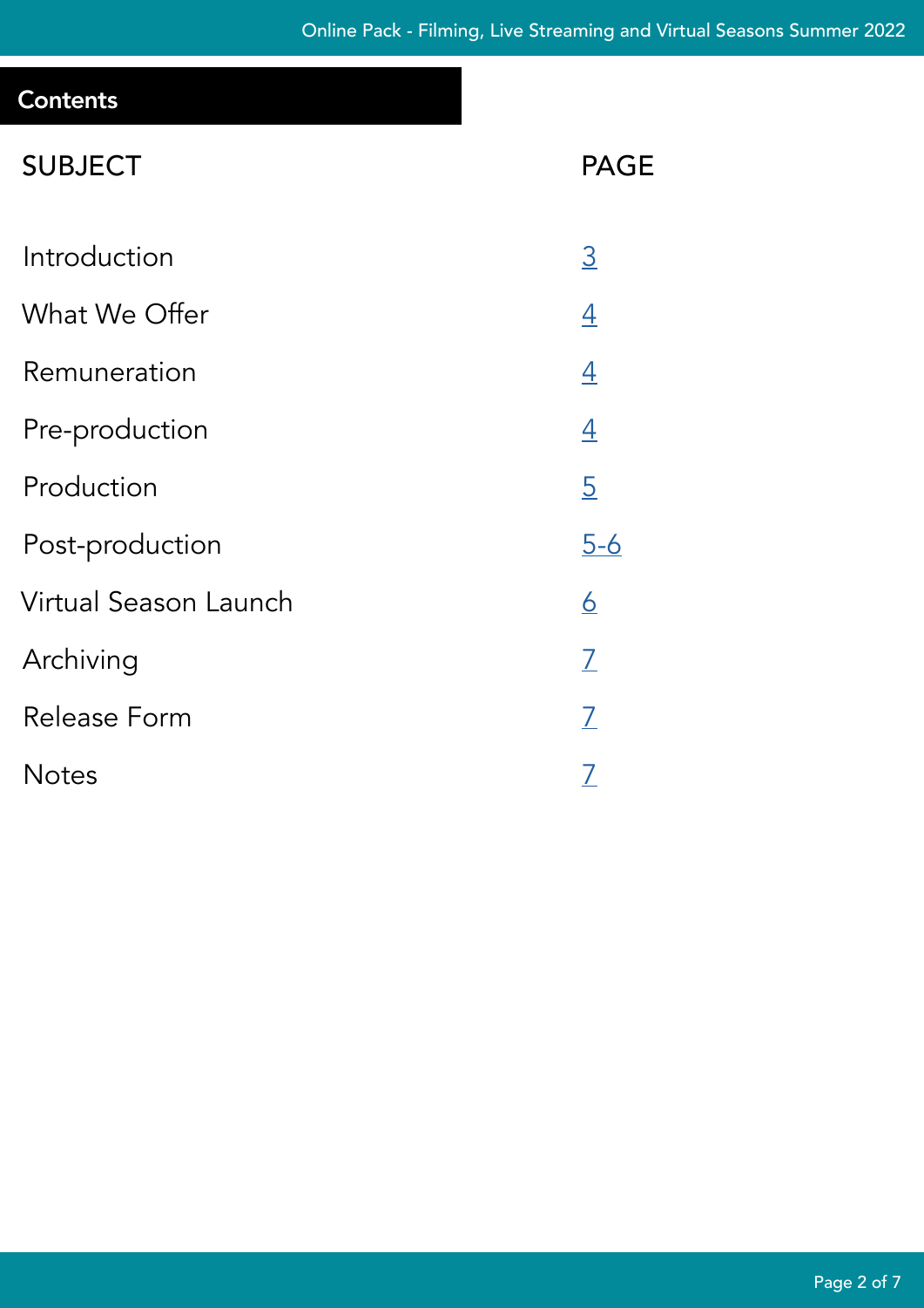## Contents

| SUBJECT | PAGE |
| --- | --- |
| Introduction | 3 |
| What We Offer | 4 |
| Remuneration | 4 |
| Pre-production | 4 |
| Production | 5 |
| Post-production | 5-6 |
| Virtual Season Launch | 6 |
| Archiving | 7 |
| Release Form | 7 |
| Notes | 7 |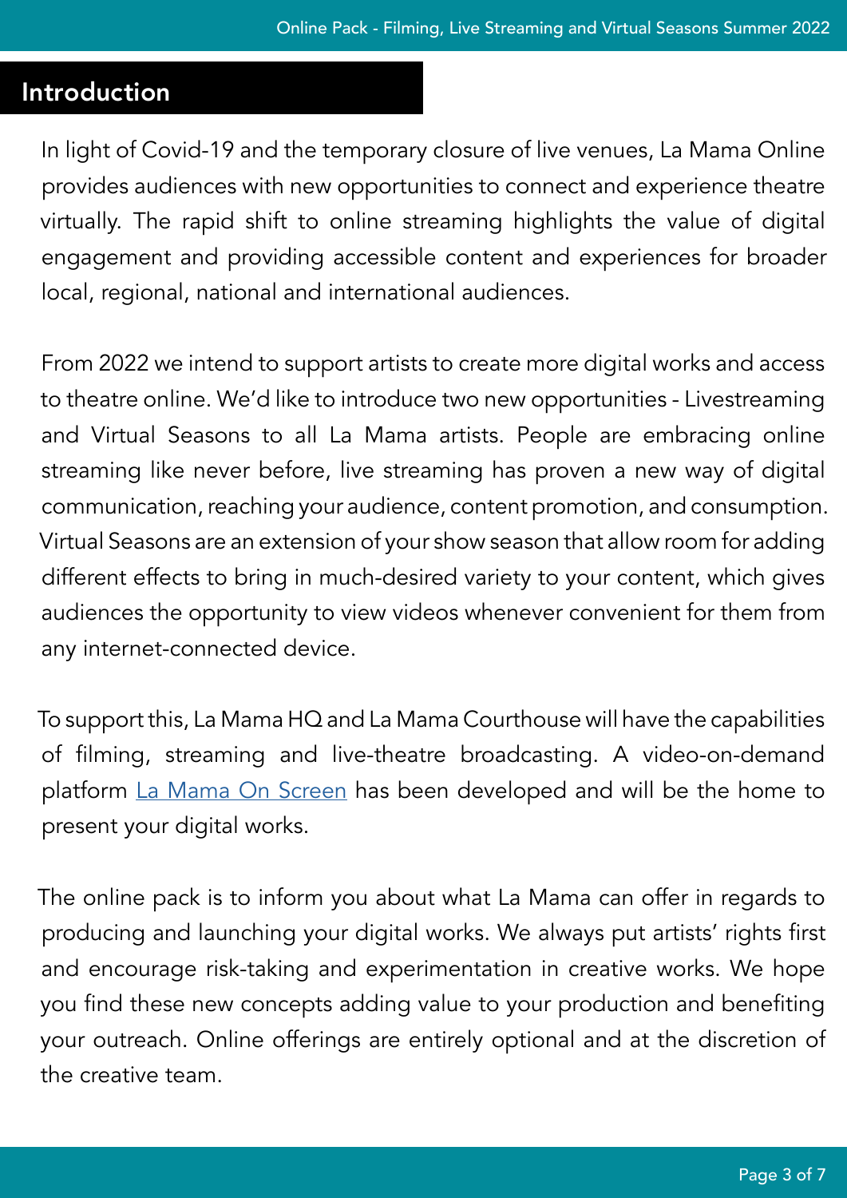## Introduction

In light of Covid-19 and the temporary closure of live venues, La Mama Online provides audiences with new opportunities to connect and experience theatre virtually. The rapid shift to online streaming highlights the value of digital engagement and providing accessible content and experiences for broader local, regional, national and international audiences.

From 2022 we intend to support artists to create more digital works and access to theatre online. We'd like to introduce two new opportunities - Livestreaming and Virtual Seasons to all La Mama artists. People are embracing online streaming like never before, live streaming has proven a new way of digital communication, reaching your audience, content promotion, and consumption. Virtual Seasons are an extension of your show season that allow room for adding different effects to bring in much-desired variety to your content, which gives audiences the opportunity to view videos whenever convenient for them from any internet-connected device.

To support this, La Mama HQ and La Mama Courthouse will have the capabilities of filming, streaming and live-theatre broadcasting. A video-on-demand platform La Mama On Screen has been developed and will be the home to present your digital works.

The online pack is to inform you about what La Mama can offer in regards to producing and launching your digital works. We always put artists' rights first and encourage risk-taking and experimentation in creative works. We hope you find these new concepts adding value to your production and benefiting your outreach. Online offerings are entirely optional and at the discretion of the creative team.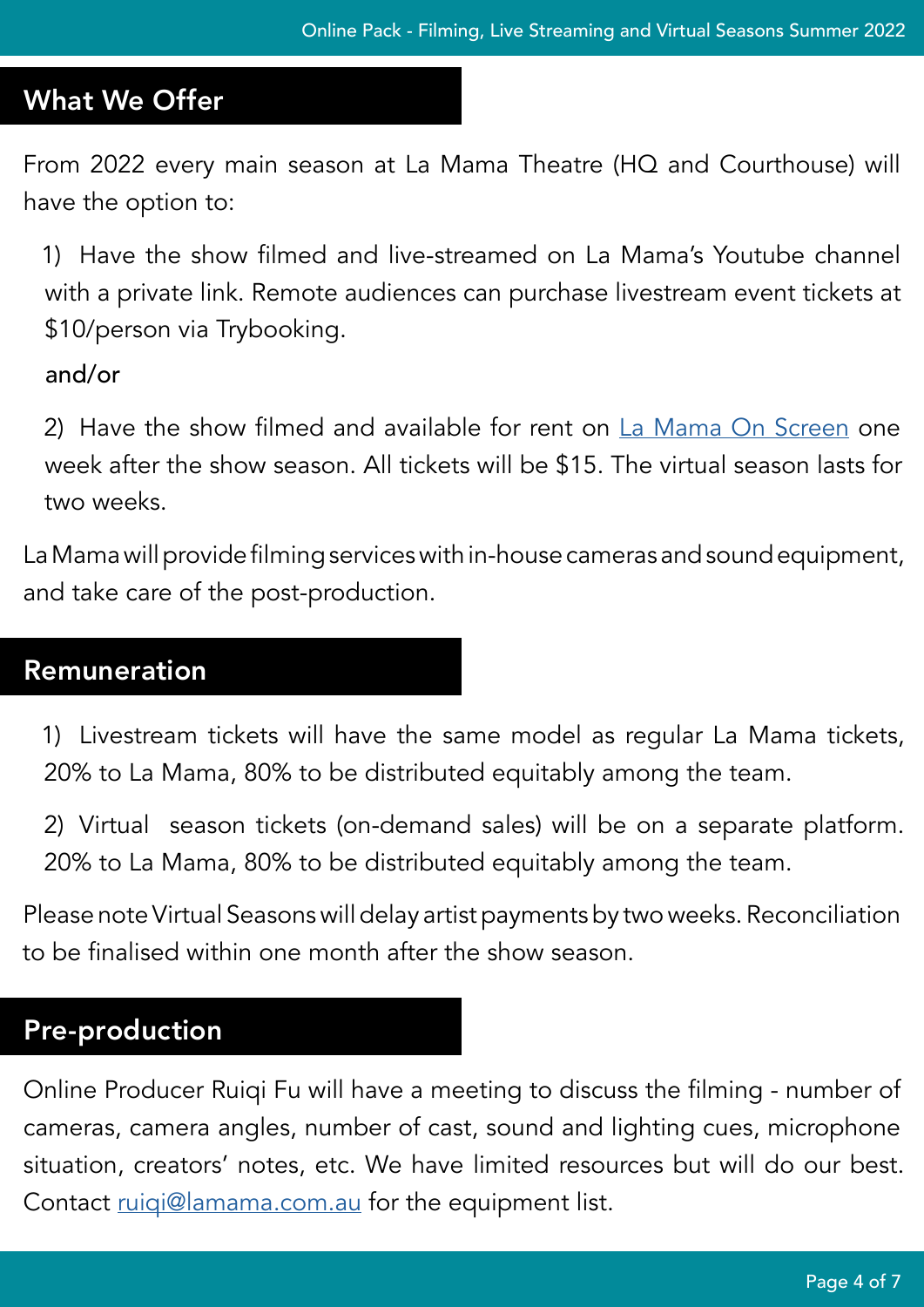## What We Offer

From 2022 every main season at La Mama Theatre (HQ and Courthouse) will have the option to:

1) Have the show filmed and live-streamed on La Mama's Youtube channel with a private link. Remote audiences can purchase livestream event tickets at $10/person via Trybooking.

and/or

2) Have the show filmed and available for rent on [La Mama On Screen](La Mama On Screen) one week after the show season. All tickets will be $15. The virtual season lasts for two weeks.

La Mama will provide filming services with in-house cameras and sound equipment, and take care of the post-production.

## Remuneration

1) Livestream tickets will have the same model as regular La Mama tickets, 20% to La Mama, 80% to be distributed equitably among the team.

2) Virtual season tickets (on-demand sales) will be on a separate platform. 20% to La Mama, 80% to be distributed equitably among the team.

Please note Virtual Seasons will delay artist payments by two weeks. Reconciliation to be finalised within one month after the show season.

## Pre-production

Online Producer Ruiqi Fu will have a meeting to discuss the filming - number of cameras, camera angles, number of cast, sound and lighting cues, microphone situation, creators' notes, etc. We have limited resources but will do our best. Contact [ruiqi@lamama.com.au](mailto:ruiqi@lamama.com.au) for the equipment list.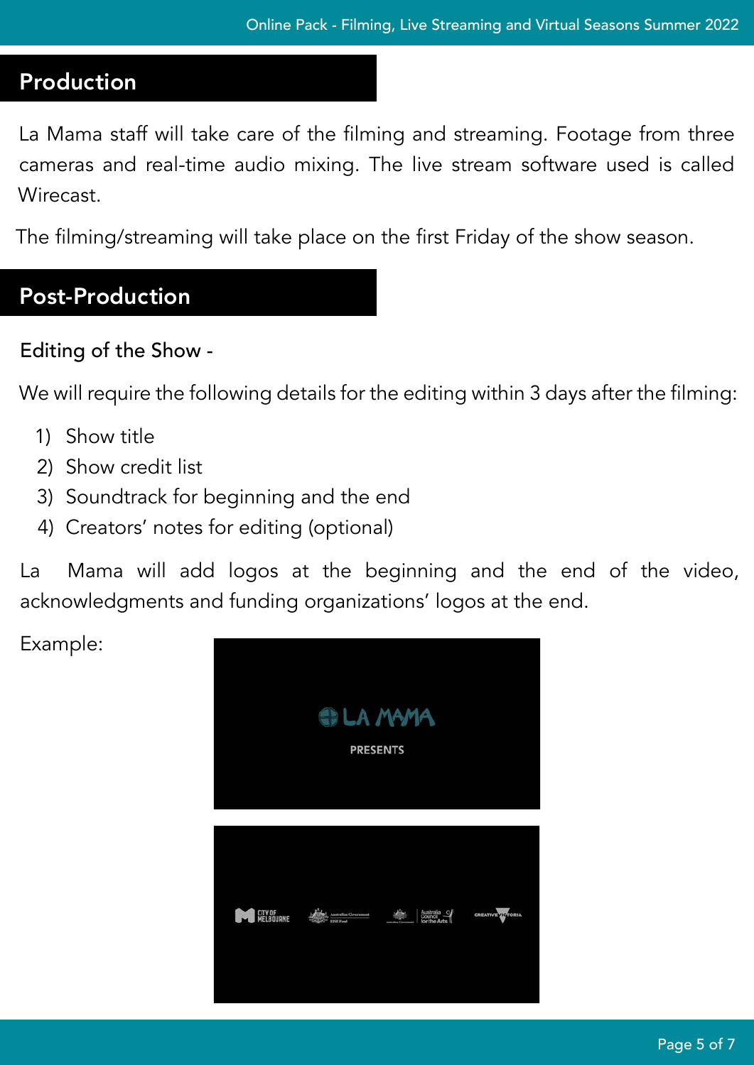## Production

La Mama staff will take care of the filming and streaming. Footage from three cameras and real-time audio mixing. The live stream software used is called Wirecast.

The filming/streaming will take place on the first Friday of the show season.

## Post-Production

Editing of the Show -

We will require the following details for the editing within 3 days after the filming:

1) Show title
2) Show credit list
3) Soundtrack for beginning and the end
4) Creators' notes for editing (optional)

La Mama will add logos at the beginning and the end of the video, acknowledgments and funding organizations' logos at the end.

Example: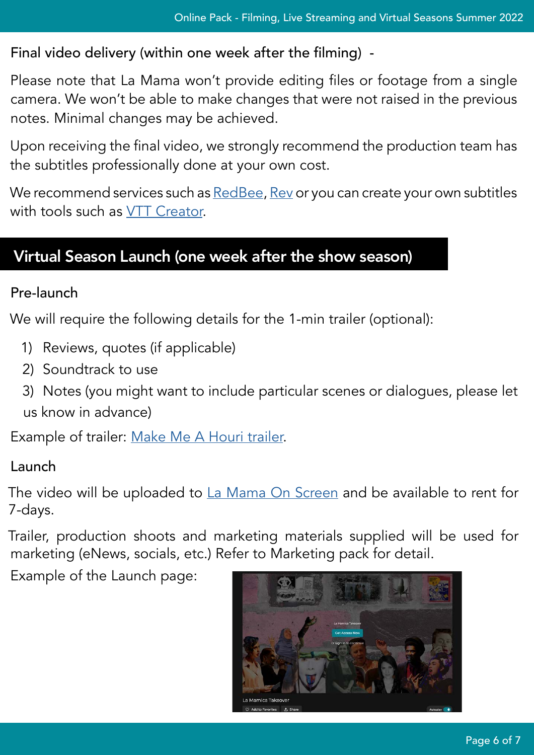Final video delivery (within one week after the filming) -

Please note that La Mama won't provide editing files or footage from a single camera. We won't be able to make changes that were not raised in the previous notes. Minimal changes may be achieved.

Upon receiving the final video, we strongly recommend the production team has the subtitles professionally done at your own cost.

We recommend services such as RedBee, Rev or you can create your own subtitles with tools such as VTT Creator.

## Virtual Season Launch (one week after the show season)

### Pre-launch

We will require the following details for the 1-min trailer (optional):

1) Reviews, quotes (if applicable)
2) Soundtrack to use
3) Notes (you might want to include particular scenes or dialogues, please let us know in advance)

Example of trailer: Make Me A Houri trailer.

### Launch

The video will be uploaded to La Mama On Screen and be available to rent for 7-days.

Trailer, production shoots and marketing materials supplied will be used for marketing (eNews, socials, etc.) Refer to Marketing pack for detail.

Example of the Launch page: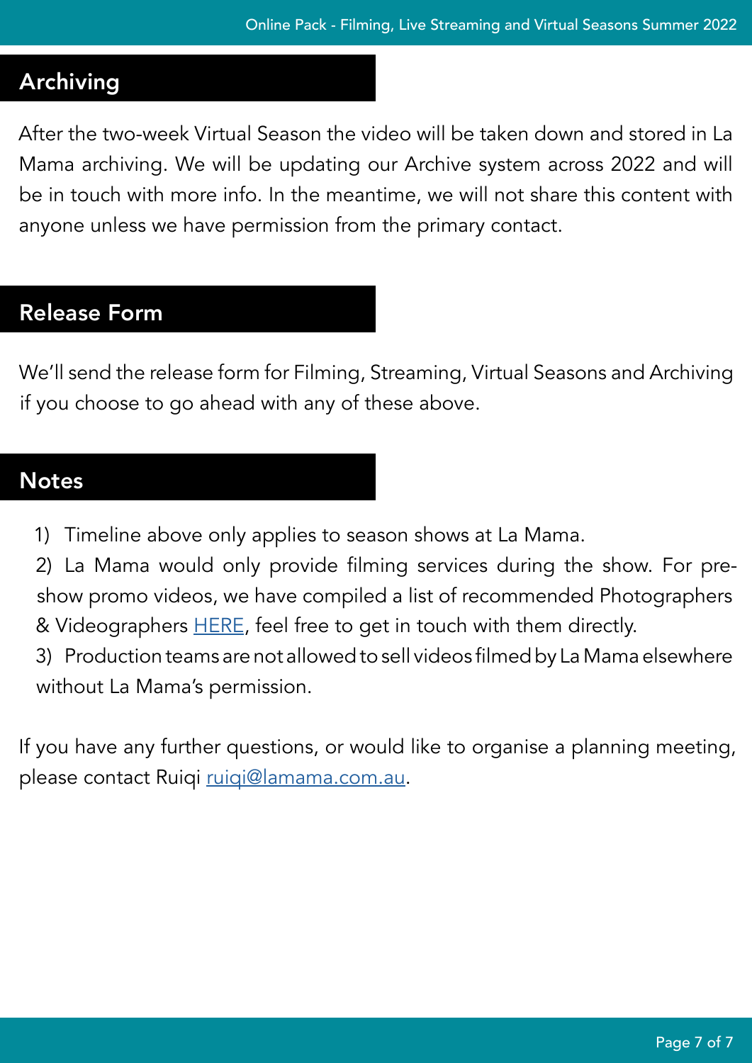## Archiving

After the two-week Virtual Season the video will be taken down and stored in La Mama archiving. We will be updating our Archive system across 2022 and will be in touch with more info. In the meantime, we will not share this content with anyone unless we have permission from the primary contact.

## Release Form

We'll send the release form for Filming, Streaming, Virtual Seasons and Archiving if you choose to go ahead with any of these above.

## Notes

1) Timeline above only applies to season shows at La Mama.
2) La Mama would only provide filming services during the show. For pre-show promo videos, we have compiled a list of recommended Photographers & Videographers HERE, feel free to get in touch with them directly.
3) Production teams are not allowed to sell videos filmed by La Mama elsewhere without La Mama's permission.

If you have any further questions, or would like to organise a planning meeting, please contact Ruiqi ruiqi@lamama.com.au.